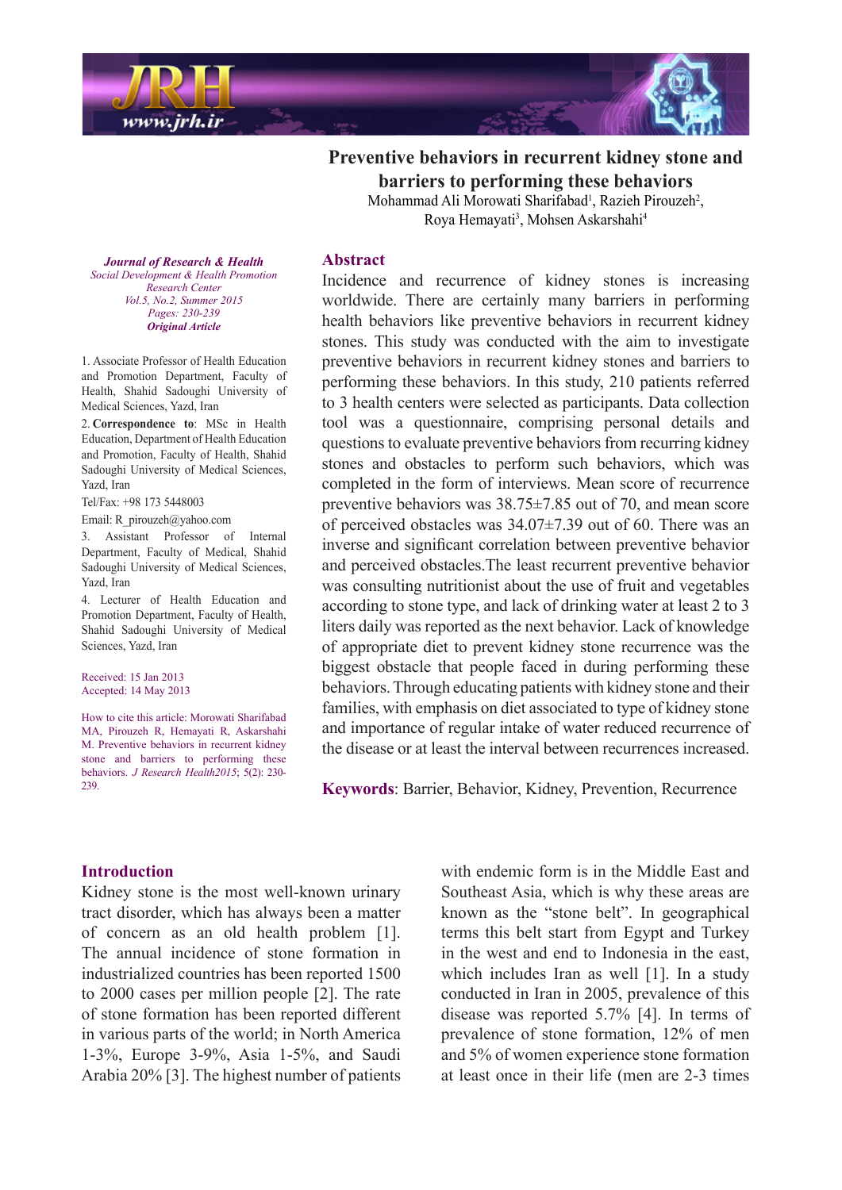# Preventive behaviors in recurrent kidney stone and barriers to performing these behaviors

Mohammad Ali Morowati Sharifabad[1], Razieh Pirouzeh[2], Roya Hemayati[3], Mohsen Askarshahi[4]

***Journal of Research & Health***
*Social Development & Health Promotion Research Center*
*Vol.5, No.2, Summer 2015*
*Pages: 230-239*
***Original Article***

1. Associate Professor of Health Education and Promotion Department, Faculty of Health, Shahid Sadoughi University of Medical Sciences, Yazd, Iran
2. **Correspondence to**: MSc in Health Education, Department of Health Education and Promotion, Faculty of Health, Shahid Sadoughi University of Medical Sciences, Yazd, Iran

Tel/Fax: +98 173 5448003

Email: R_pirouzeh@yahoo.com

3. Assistant Professor of Internal Department, Faculty of Medical, Shahid Sadoughi University of Medical Sciences, Yazd, Iran
4. Lecturer of Health Education and Promotion Department, Faculty of Health, Shahid Sadoughi University of Medical Sciences, Yazd, Iran

Received: 15 Jan 2013
Accepted: 14 May 2013

How to cite this article: Morowati Sharifabad MA, Pirouzeh R, Hemayati R, Askarshahi M. Preventive behaviors in recurrent kidney stone and barriers to performing these behaviors. *J Research Health2015*; 5(2): 230-239.

## Abstract

Incidence and recurrence of kidney stones is increasing worldwide. There are certainly many barriers in performing health behaviors like preventive behaviors in recurrent kidney stones. This study was conducted with the aim to investigate preventive behaviors in recurrent kidney stones and barriers to performing these behaviors. In this study, 210 patients referred to 3 health centers were selected as participants. Data collection tool was a questionnaire, comprising personal details and questions to evaluate preventive behaviors from recurring kidney stones and obstacles to perform such behaviors, which was completed in the form of interviews. Mean score of recurrence preventive behaviors was 38.75±7.85 out of 70, and mean score of perceived obstacles was 34.07±7.39 out of 60. There was an inverse and significant correlation between preventive behavior and perceived obstacles.The least recurrent preventive behavior was consulting nutritionist about the use of fruit and vegetables according to stone type, and lack of drinking water at least 2 to 3 liters daily was reported as the next behavior. Lack of knowledge of appropriate diet to prevent kidney stone recurrence was the biggest obstacle that people faced in during performing these behaviors. Through educating patients with kidney stone and their families, with emphasis on diet associated to type of kidney stone and importance of regular intake of water reduced recurrence of the disease or at least the interval between recurrences increased.

**Keywords**: Barrier, Behavior, Kidney, Prevention, Recurrence

## Introduction

Kidney stone is the most well-known urinary tract disorder, which has always been a matter of concern as an old health problem [1]. The annual incidence of stone formation in industrialized countries has been reported 1500 to 2000 cases per million people [2]. The rate of stone formation has been reported different in various parts of the world; in North America 1-3%, Europe 3-9%, Asia 1-5%, and Saudi Arabia 20% [3]. The highest number of patients with endemic form is in the Middle East and Southeast Asia, which is why these areas are known as the "stone belt". In geographical terms this belt start from Egypt and Turkey in the west and end to Indonesia in the east, which includes Iran as well [1]. In a study conducted in Iran in 2005, prevalence of this disease was reported 5.7% [4]. In terms of prevalence of stone formation, 12% of men and 5% of women experience stone formation at least once in their life (men are 2-3 times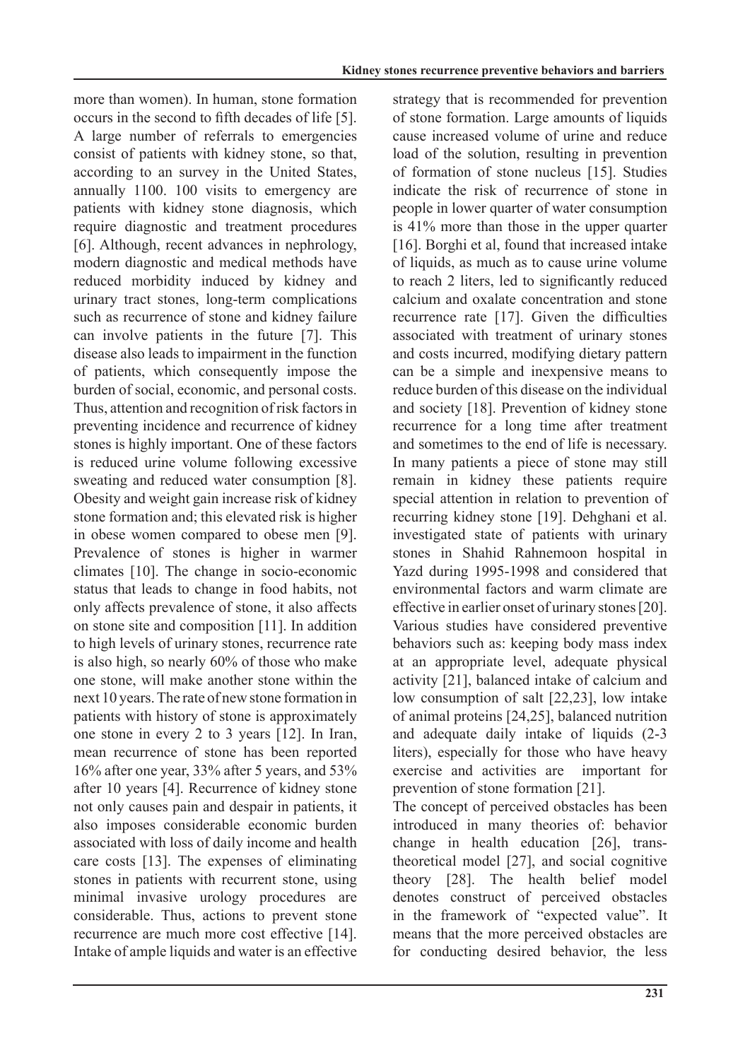more than women). In human, stone formation occurs in the second to fifth decades of life [5]. A large number of referrals to emergencies consist of patients with kidney stone, so that, according to an survey in the United States, annually 1100. 100 visits to emergency are patients with kidney stone diagnosis, which require diagnostic and treatment procedures [6]. Although, recent advances in nephrology, modern diagnostic and medical methods have reduced morbidity induced by kidney and urinary tract stones, long-term complications such as recurrence of stone and kidney failure can involve patients in the future [7]. This disease also leads to impairment in the function of patients, which consequently impose the burden of social, economic, and personal costs. Thus, attention and recognition of risk factors in preventing incidence and recurrence of kidney stones is highly important. One of these factors is reduced urine volume following excessive sweating and reduced water consumption [8]. Obesity and weight gain increase risk of kidney stone formation and; this elevated risk is higher in obese women compared to obese men [9]. Prevalence of stones is higher in warmer climates [10]. The change in socio-economic status that leads to change in food habits, not only affects prevalence of stone, it also affects on stone site and composition [11]. In addition to high levels of urinary stones, recurrence rate is also high, so nearly 60% of those who make one stone, will make another stone within the next 10 years. The rate of new stone formation in patients with history of stone is approximately one stone in every 2 to 3 years [12]. In Iran, mean recurrence of stone has been reported 16% after one year, 33% after 5 years, and 53% after 10 years [4]. Recurrence of kidney stone not only causes pain and despair in patients, it also imposes considerable economic burden associated with loss of daily income and health care costs [13]. The expenses of eliminating stones in patients with recurrent stone, using minimal invasive urology procedures are considerable. Thus, actions to prevent stone recurrence are much more cost effective [14]. Intake of ample liquids and water is an effective strategy that is recommended for prevention of stone formation. Large amounts of liquids cause increased volume of urine and reduce load of the solution, resulting in prevention of formation of stone nucleus [15]. Studies indicate the risk of recurrence of stone in people in lower quarter of water consumption is 41% more than those in the upper quarter [16]. Borghi et al, found that increased intake of liquids, as much as to cause urine volume to reach 2 liters, led to significantly reduced calcium and oxalate concentration and stone recurrence rate [17]. Given the difficulties associated with treatment of urinary stones and costs incurred, modifying dietary pattern can be a simple and inexpensive means to reduce burden of this disease on the individual and society [18]. Prevention of kidney stone recurrence for a long time after treatment and sometimes to the end of life is necessary. In many patients a piece of stone may still remain in kidney these patients require special attention in relation to prevention of recurring kidney stone [19]. Dehghani et al. investigated state of patients with urinary stones in Shahid Rahnemoon hospital in Yazd during 1995-1998 and considered that environmental factors and warm climate are effective in earlier onset of urinary stones [20]. Various studies have considered preventive behaviors such as: keeping body mass index at an appropriate level, adequate physical activity [21], balanced intake of calcium and low consumption of salt [22,23], low intake of animal proteins [24,25], balanced nutrition and adequate daily intake of liquids (2-3 liters), especially for those who have heavy exercise and activities are important for prevention of stone formation [21].

The concept of perceived obstacles has been introduced in many theories of: behavior change in health education [26], trans-theoretical model [27], and social cognitive theory [28]. The health belief model denotes construct of perceived obstacles in the framework of "expected value". It means that the more perceived obstacles are for conducting desired behavior, the less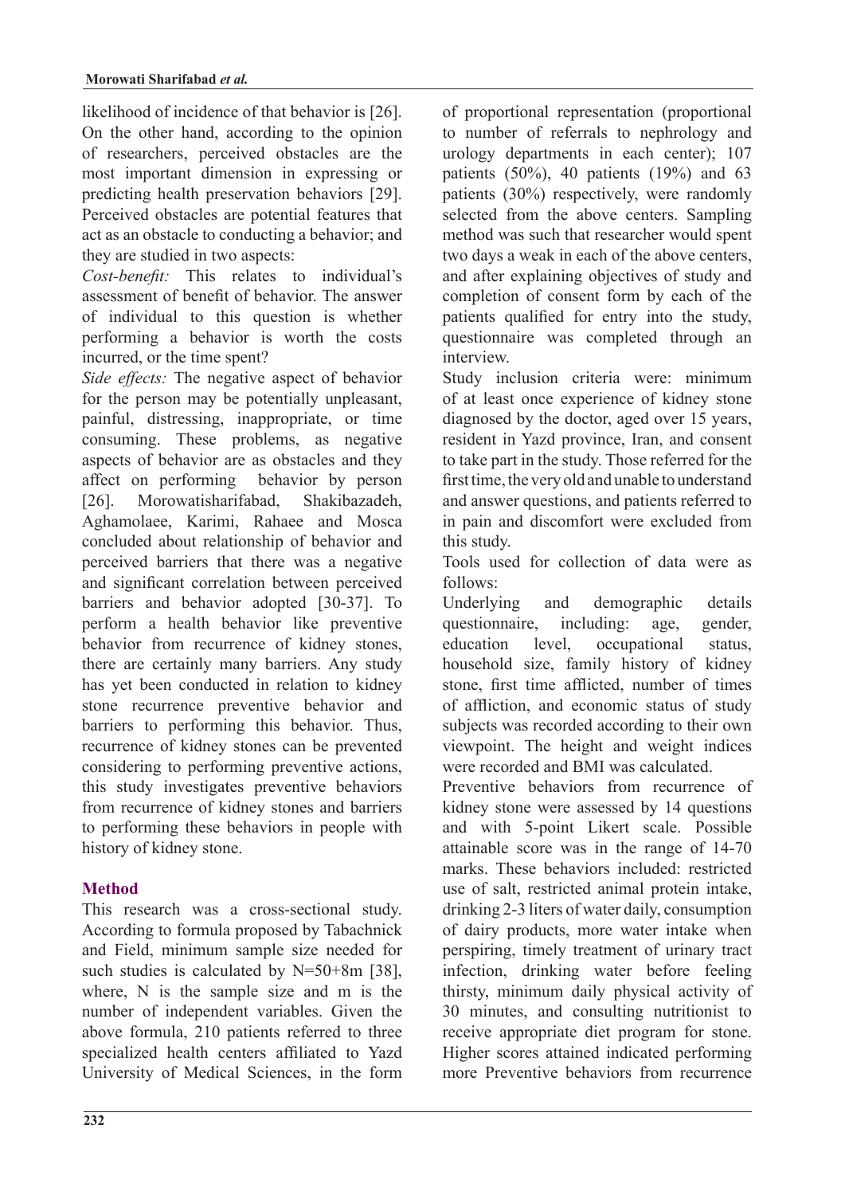likelihood of incidence of that behavior is [26]. On the other hand, according to the opinion of researchers, perceived obstacles are the most important dimension in expressing or predicting health preservation behaviors [29]. Perceived obstacles are potential features that act as an obstacle to conducting a behavior; and they are studied in two aspects:

*Cost-benefit:* This relates to individual's assessment of benefit of behavior. The answer of individual to this question is whether performing a behavior is worth the costs incurred, or the time spent?

*Side effects:* The negative aspect of behavior for the person may be potentially unpleasant, painful, distressing, inappropriate, or time consuming. These problems, as negative aspects of behavior are as obstacles and they affect on performing behavior by person [26]. Morowatisharifabad, Shakibazadeh, Aghamolaee, Karimi, Rahaee and Mosca concluded about relationship of behavior and perceived barriers that there was a negative and significant correlation between perceived barriers and behavior adopted [30-37]. To perform a health behavior like preventive behavior from recurrence of kidney stones, there are certainly many barriers. Any study has yet been conducted in relation to kidney stone recurrence preventive behavior and barriers to performing this behavior. Thus, recurrence of kidney stones can be prevented considering to performing preventive actions, this study investigates preventive behaviors from recurrence of kidney stones and barriers to performing these behaviors in people with history of kidney stone.

## Method

This research was a cross-sectional study. According to formula proposed by Tabachnick and Field, minimum sample size needed for such studies is calculated by $N=50+8m$ [38], where, N is the sample size and m is the number of independent variables. Given the above formula, 210 patients referred to three specialized health centers affiliated to Yazd University of Medical Sciences, in the form of proportional representation (proportional to number of referrals to nephrology and urology departments in each center); 107 patients (50%), 40 patients (19%) and 63 patients (30%) respectively, were randomly selected from the above centers. Sampling method was such that researcher would spent two days a weak in each of the above centers, and after explaining objectives of study and completion of consent form by each of the patients qualified for entry into the study, questionnaire was completed through an interview.

Study inclusion criteria were: minimum of at least once experience of kidney stone diagnosed by the doctor, aged over 15 years, resident in Yazd province, Iran, and consent to take part in the study. Those referred for the first time, the very old and unable to understand and answer questions, and patients referred to in pain and discomfort were excluded from this study.

Tools used for collection of data were as follows:

Underlying and demographic details questionnaire, including: age, gender, education level, occupational status, household size, family history of kidney stone, first time afflicted, number of times of affliction, and economic status of study subjects was recorded according to their own viewpoint. The height and weight indices were recorded and BMI was calculated.

Preventive behaviors from recurrence of kidney stone were assessed by 14 questions and with 5-point Likert scale. Possible attainable score was in the range of 14-70 marks. These behaviors included: restricted use of salt, restricted animal protein intake, drinking 2-3 liters of water daily, consumption of dairy products, more water intake when perspiring, timely treatment of urinary tract infection, drinking water before feeling thirsty, minimum daily physical activity of 30 minutes, and consulting nutritionist to receive appropriate diet program for stone. Higher scores attained indicated performing more Preventive behaviors from recurrence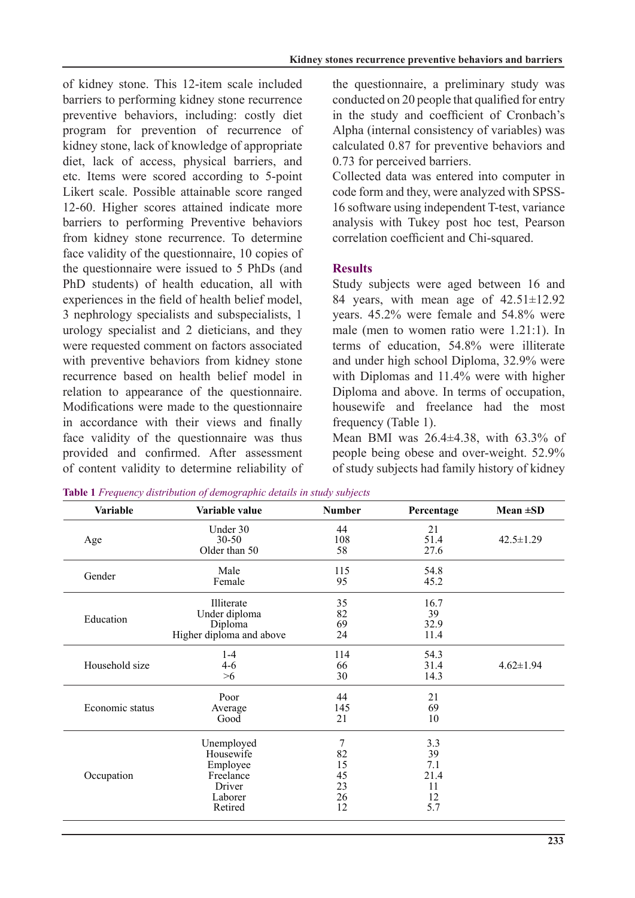of kidney stone. This 12-item scale included barriers to performing kidney stone recurrence preventive behaviors, including: costly diet program for prevention of recurrence of kidney stone, lack of knowledge of appropriate diet, lack of access, physical barriers, and etc. Items were scored according to 5-point Likert scale. Possible attainable score ranged 12-60. Higher scores attained indicate more barriers to performing Preventive behaviors from kidney stone recurrence. To determine face validity of the questionnaire, 10 copies of the questionnaire were issued to 5 PhDs (and PhD students) of health education, all with experiences in the field of health belief model, 3 nephrology specialists and subspecialists, 1 urology specialist and 2 dieticians, and they were requested comment on factors associated with preventive behaviors from kidney stone recurrence based on health belief model in relation to appearance of the questionnaire. Modifications were made to the questionnaire in accordance with their views and finally face validity of the questionnaire was thus provided and confirmed. After assessment of content validity to determine reliability of the questionnaire, a preliminary study was conducted on 20 people that qualified for entry in the study and coefficient of Cronbach's Alpha (internal consistency of variables) was calculated 0.87 for preventive behaviors and 0.73 for perceived barriers.

Collected data was entered into computer in code form and they, were analyzed with SPSS-16 software using independent T-test, variance analysis with Tukey post hoc test, Pearson correlation coefficient and Chi-squared.

## Results

Study subjects were aged between 16 and 84 years, with mean age of 42.51±12.92 years. 45.2% were female and 54.8% were male (men to women ratio were 1.21:1). In terms of education, 54.8% were illiterate and under high school Diploma, 32.9% were with Diplomas and 11.4% were with higher Diploma and above. In terms of occupation, housewife and freelance had the most frequency (Table 1).

Mean BMI was 26.4±4.38, with 63.3% of people being obese and over-weight. 52.9% of study subjects had family history of kidney

**Table 1** *Frequency distribution of demographic details in study subjects*

| Variable | Variable value | Number | Percentage | Mean ±SD |
|---|---|---|---|---|
| Age | Under 30 | 44 | 21 | 42.5±1.29 |
| | 30-50 | 108 | 51.4 | |
| | Older than 50 | 58 | 27.6 | |
| Gender | Male | 115 | 54.8 | |
| | Female | 95 | 45.2 | |
| Education | Illiterate | 35 | 16.7 | |
| | Under diploma | 82 | 39 | |
| | Diploma | 69 | 32.9 | |
| | Higher diploma and above | 24 | 11.4 | |
| Household size | 1-4 | 114 | 54.3 | 4.62±1.94 |
| | 4-6 | 66 | 31.4 | |
| | >6 | 30 | 14.3 | |
| Economic status | Poor | 44 | 21 | |
| | Average | 145 | 69 | |
| | Good | 21 | 10 | |
| Occupation | Unemployed | 7 | 3.3 | |
| | Housewife | 82 | 39 | |
| | Employee | 15 | 7.1 | |
| | Freelance | 45 | 21.4 | |
| | Driver | 23 | 11 | |
| | Laborer | 26 | 12 | |
| | Retired | 12 | 5.7 | |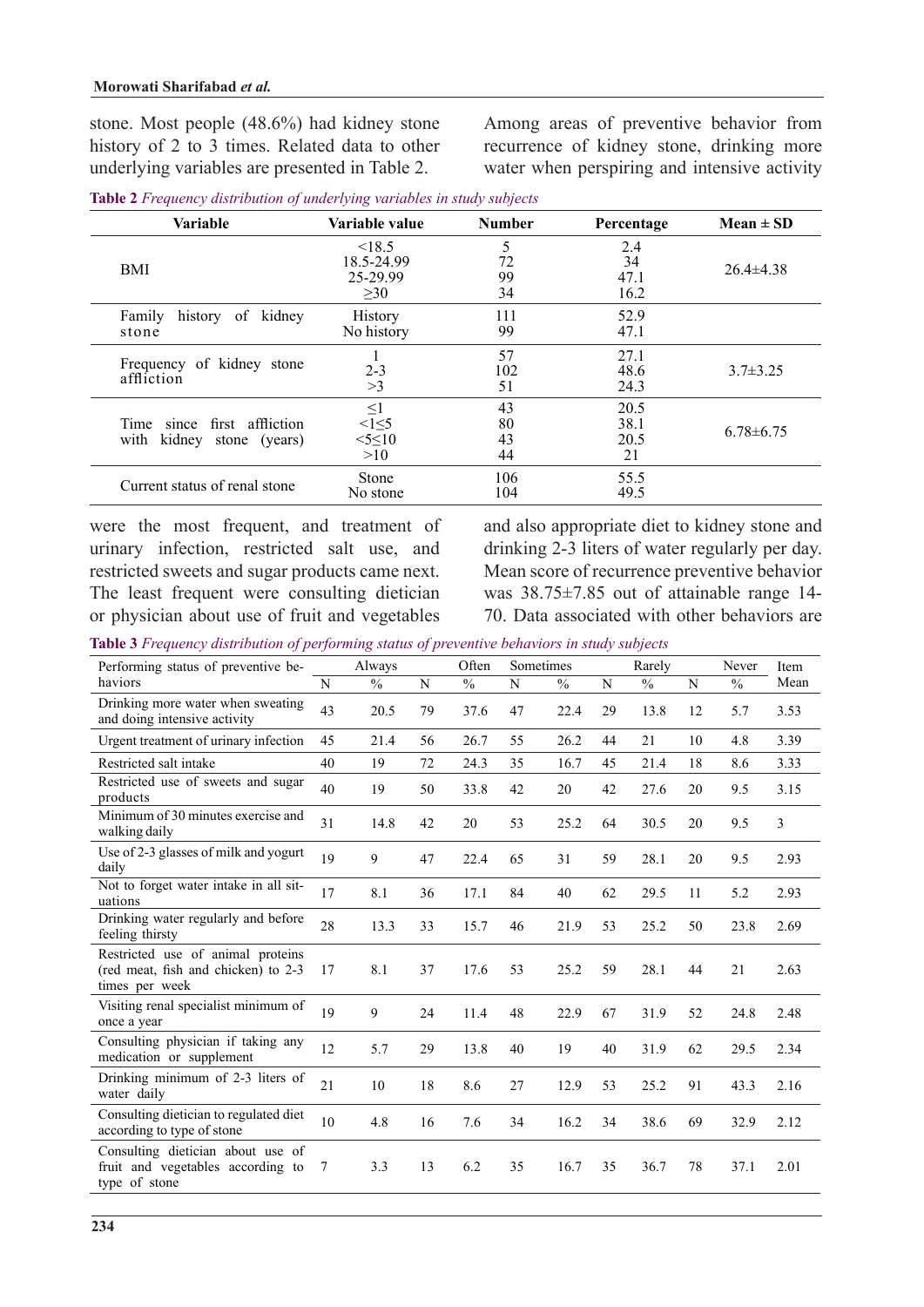stone. Most people (48.6%) had kidney stone history of 2 to 3 times. Related data to other underlying variables are presented in Table 2.

**Table 2** *Frequency distribution of underlying variables in study subjects*

| Variable | Variable value | Number | Percentage | Mean ± SD |
|---|---|---|---|---|
| BMI | <18.5<br>18.5-24.99<br>25-29.99<br>≥30 | 5<br>72<br>99<br>34 | 2.4<br>34<br>47.1<br>16.2 | 26.4±4.38 |
| Family history of kidney stone | History<br>No history | 111<br>99 | 52.9<br>47.1 | |
| Frequency of kidney stone affliction | 1<br>2-3<br>>3 | 57<br>102<br>51 | 27.1<br>48.6<br>24.3 | 3.7±3.25 |
| Time since first affliction with kidney stone (years) | ≤1<br><1≤5<br><5≤10<br>>10 | 43<br>80<br>43<br>44 | 20.5<br>38.1<br>20.5<br>21 | 6.78±6.75 |
| Current status of renal stone | Stone<br>No stone | 106<br>104 | 55.5<br>49.5 | |

Among areas of preventive behavior from recurrence of kidney stone, drinking more water when perspiring and intensive activity were the most frequent, and treatment of urinary infection, restricted salt use, and restricted sweets and sugar products came next. The least frequent were consulting dietician or physician about use of fruit and vegetables and also appropriate diet to kidney stone and drinking 2-3 liters of water regularly per day. Mean score of recurrence preventive behavior was 38.75±7.85 out of attainable range 14-70. Data associated with other behaviors are

**Table 3** *Frequency distribution of performing status of preventive behaviors in study subjects*

| Performing status of preventive behaviors | Always | | Often | | Sometimes | | Rarely | | Never | | Item Mean |
|---|---|---|---|---|---|---|---|---|---|---|---|
| | N | % | N | % | N | % | N | % | N | % | |
| Drinking more water when sweating and doing intensive activity | 43 | 20.5 | 79 | 37.6 | 47 | 22.4 | 29 | 13.8 | 12 | 5.7 | 3.53 |
| Urgent treatment of urinary infection | 45 | 21.4 | 56 | 26.7 | 55 | 26.2 | 44 | 21 | 10 | 4.8 | 3.39 |
| Restricted salt intake | 40 | 19 | 72 | 24.3 | 35 | 16.7 | 45 | 21.4 | 18 | 8.6 | 3.33 |
| Restricted use of sweets and sugar products | 40 | 19 | 50 | 33.8 | 42 | 20 | 42 | 27.6 | 20 | 9.5 | 3.15 |
| Minimum of 30 minutes exercise and walking daily | 31 | 14.8 | 42 | 20 | 53 | 25.2 | 64 | 30.5 | 20 | 9.5 | 3 |
| Use of 2-3 glasses of milk and yogurt daily | 19 | 9 | 47 | 22.4 | 65 | 31 | 59 | 28.1 | 20 | 9.5 | 2.93 |
| Not to forget water intake in all situations | 17 | 8.1 | 36 | 17.1 | 84 | 40 | 62 | 29.5 | 11 | 5.2 | 2.93 |
| Drinking water regularly and before feeling thirsty | 28 | 13.3 | 33 | 15.7 | 46 | 21.9 | 53 | 25.2 | 50 | 23.8 | 2.69 |
| Restricted use of animal proteins (red meat, fish and chicken) to 2-3 times per week | 17 | 8.1 | 37 | 17.6 | 53 | 25.2 | 59 | 28.1 | 44 | 21 | 2.63 |
| Visiting renal specialist minimum of once a year | 19 | 9 | 24 | 11.4 | 48 | 22.9 | 67 | 31.9 | 52 | 24.8 | 2.48 |
| Consulting physician if taking any medication or supplement | 12 | 5.7 | 29 | 13.8 | 40 | 19 | 40 | 31.9 | 62 | 29.5 | 2.34 |
| Drinking minimum of 2-3 liters of water daily | 21 | 10 | 18 | 8.6 | 27 | 12.9 | 53 | 25.2 | 91 | 43.3 | 2.16 |
| Consulting dietician to regulated diet according to type of stone | 10 | 4.8 | 16 | 7.6 | 34 | 16.2 | 34 | 38.6 | 69 | 32.9 | 2.12 |
| Consulting dietician about use of fruit and vegetables according to type of stone | 7 | 3.3 | 13 | 6.2 | 35 | 16.7 | 35 | 36.7 | 78 | 37.1 | 2.01 |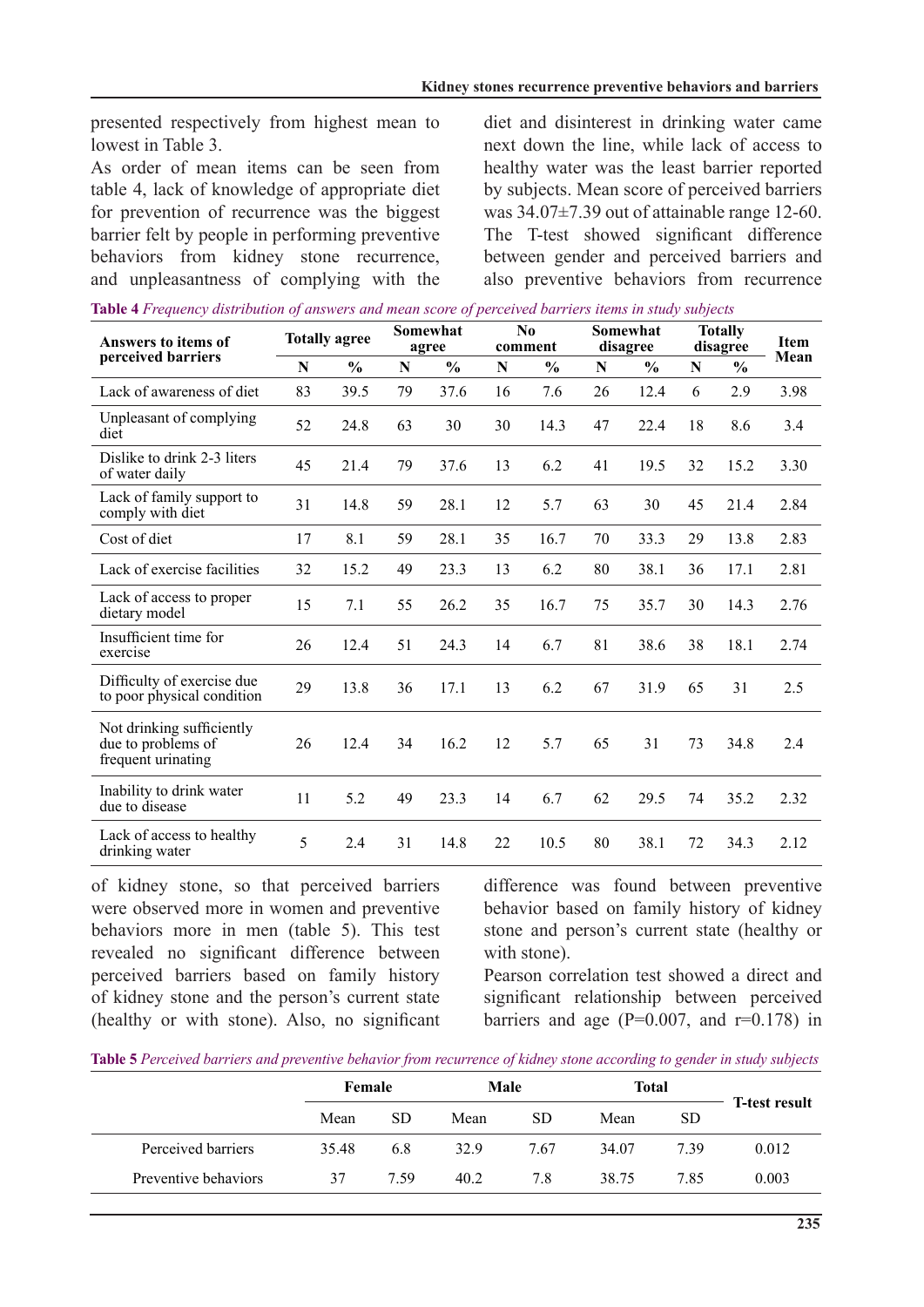presented respectively from highest mean to lowest in Table 3.

As order of mean items can be seen from table 4, lack of knowledge of appropriate diet for prevention of recurrence was the biggest barrier felt by people in performing preventive behaviors from kidney stone recurrence, and unpleasantness of complying with the diet and disinterest in drinking water came next down the line, while lack of access to healthy water was the least barrier reported by subjects. Mean score of perceived barriers was 34.07±7.39 out of attainable range 12-60. The T-test showed significant difference between gender and perceived barriers and also preventive behaviors from recurrence of kidney stone, so that perceived barriers were observed more in women and preventive behaviors more in men (table 5). This test revealed no significant difference between perceived barriers based on family history of kidney stone and the person's current state (healthy or with stone). Also, no significant difference was found between preventive behavior based on family history of kidney stone and person's current state (healthy or with stone).

Pearson correlation test showed a direct and significant relationship between perceived barriers and age (P=0.007, and r=0.178) in

**Table 4** *Frequency distribution of answers and mean score of perceived barriers items in study subjects*

| Answers to items of perceived barriers | Totally agree | | Somewhat agree | | No comment | | Somewhat disagree | | Totally disagree | | Item Mean |
|---|---|---|---|---|---|---|---|---|---|---|---|
| | N | % | N | % | N | % | N | % | N | % | |
| Lack of awareness of diet | 83 | 39.5 | 79 | 37.6 | 16 | 7.6 | 26 | 12.4 | 6 | 2.9 | 3.98 |
| Unpleasant of complying diet | 52 | 24.8 | 63 | 30 | 30 | 14.3 | 47 | 22.4 | 18 | 8.6 | 3.4 |
| Dislike to drink 2-3 liters of water daily | 45 | 21.4 | 79 | 37.6 | 13 | 6.2 | 41 | 19.5 | 32 | 15.2 | 3.30 |
| Lack of family support to comply with diet | 31 | 14.8 | 59 | 28.1 | 12 | 5.7 | 63 | 30 | 45 | 21.4 | 2.84 |
| Cost of diet | 17 | 8.1 | 59 | 28.1 | 35 | 16.7 | 70 | 33.3 | 29 | 13.8 | 2.83 |
| Lack of exercise facilities | 32 | 15.2 | 49 | 23.3 | 13 | 6.2 | 80 | 38.1 | 36 | 17.1 | 2.81 |
| Lack of access to proper dietary model | 15 | 7.1 | 55 | 26.2 | 35 | 16.7 | 75 | 35.7 | 30 | 14.3 | 2.76 |
| Insufficient time for exercise | 26 | 12.4 | 51 | 24.3 | 14 | 6.7 | 81 | 38.6 | 38 | 18.1 | 2.74 |
| Difficulty of exercise due to poor physical condition | 29 | 13.8 | 36 | 17.1 | 13 | 6.2 | 67 | 31.9 | 65 | 31 | 2.5 |
| Not drinking sufficiently due to problems of frequent urinating | 26 | 12.4 | 34 | 16.2 | 12 | 5.7 | 65 | 31 | 73 | 34.8 | 2.4 |
| Inability to drink water due to disease | 11 | 5.2 | 49 | 23.3 | 14 | 6.7 | 62 | 29.5 | 74 | 35.2 | 2.32 |
| Lack of access to healthy drinking water | 5 | 2.4 | 31 | 14.8 | 22 | 10.5 | 80 | 38.1 | 72 | 34.3 | 2.12 |

**Table 5** *Perceived barriers and preventive behavior from recurrence of kidney stone according to gender in study subjects*

| | Female | | Male | | Total | | T-test result |
|---|---|---|---|---|---|---|---|
| | Mean | SD | Mean | SD | Mean | SD | |
| Perceived barriers | 35.48 | 6.8 | 32.9 | 7.67 | 34.07 | 7.39 | 0.012 |
| Preventive behaviors | 37 | 7.59 | 40.2 | 7.8 | 38.75 | 7.85 | 0.003 |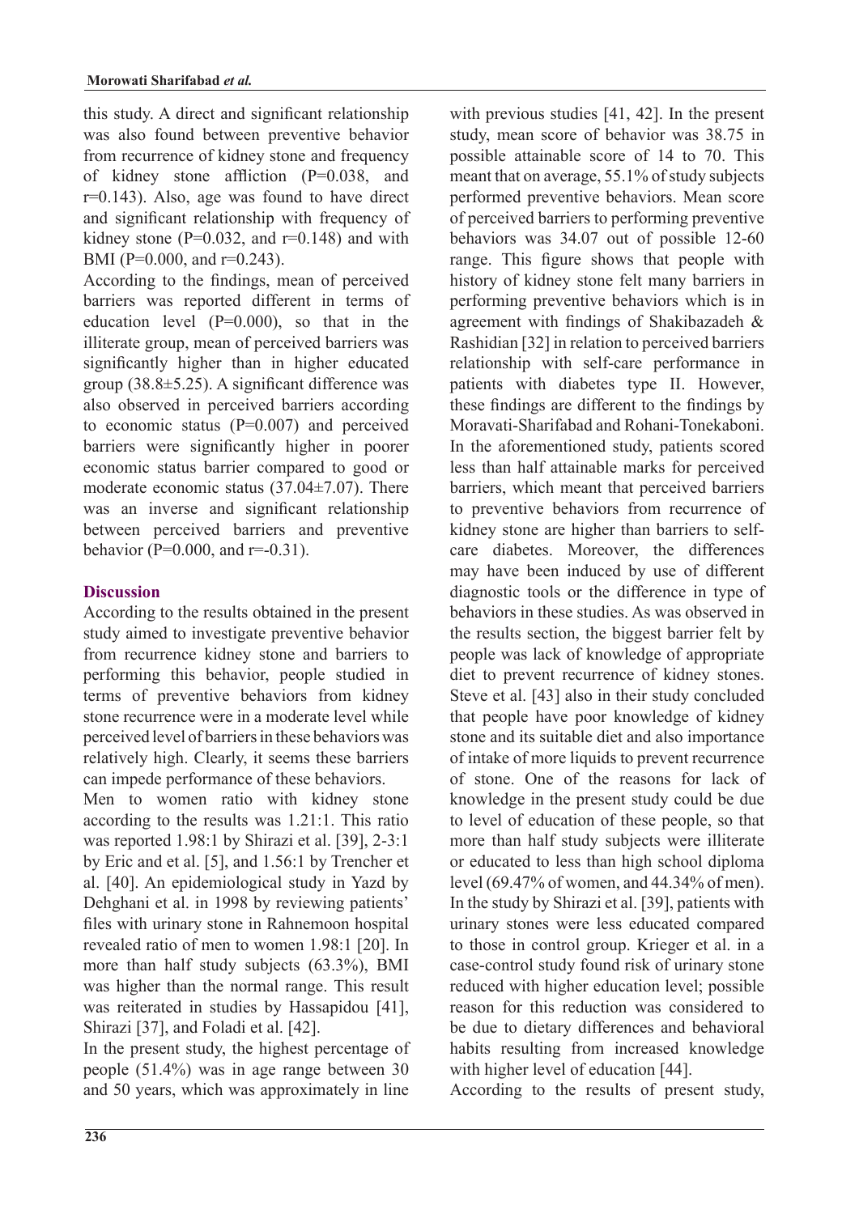this study. A direct and significant relationship was also found between preventive behavior from recurrence of kidney stone and frequency of kidney stone affliction (P=0.038, and r=0.143). Also, age was found to have direct and significant relationship with frequency of kidney stone (P=0.032, and r=0.148) and with BMI (P=0.000, and r=0.243).

According to the findings, mean of perceived barriers was reported different in terms of education level (P=0.000), so that in the illiterate group, mean of perceived barriers was significantly higher than in higher educated group (38.8±5.25). A significant difference was also observed in perceived barriers according to economic status (P=0.007) and perceived barriers were significantly higher in poorer economic status barrier compared to good or moderate economic status (37.04±7.07). There was an inverse and significant relationship between perceived barriers and preventive behavior (P=0.000, and r=-0.31).

## Discussion

According to the results obtained in the present study aimed to investigate preventive behavior from recurrence kidney stone and barriers to performing this behavior, people studied in terms of preventive behaviors from kidney stone recurrence were in a moderate level while perceived level of barriers in these behaviors was relatively high. Clearly, it seems these barriers can impede performance of these behaviors.

Men to women ratio with kidney stone according to the results was 1.21:1. This ratio was reported 1.98:1 by Shirazi et al. [39], 2-3:1 by Eric and et al. [5], and 1.56:1 by Trencher et al. [40]. An epidemiological study in Yazd by Dehghani et al. in 1998 by reviewing patients' files with urinary stone in Rahnemoon hospital revealed ratio of men to women 1.98:1 [20]. In more than half study subjects (63.3%), BMI was higher than the normal range. This result was reiterated in studies by Hassapidou [41], Shirazi [37], and Foladi et al. [42].

In the present study, the highest percentage of people (51.4%) was in age range between 30 and 50 years, which was approximately in line with previous studies [41, 42]. In the present study, mean score of behavior was 38.75 in possible attainable score of 14 to 70. This meant that on average, 55.1% of study subjects performed preventive behaviors. Mean score of perceived barriers to performing preventive behaviors was 34.07 out of possible 12-60 range. This figure shows that people with history of kidney stone felt many barriers in performing preventive behaviors which is in agreement with findings of Shakibazadeh & Rashidian [32] in relation to perceived barriers relationship with self-care performance in patients with diabetes type II. However, these findings are different to the findings by Moravati-Sharifabad and Rohani-Tonekaboni. In the aforementioned study, patients scored less than half attainable marks for perceived barriers, which meant that perceived barriers to preventive behaviors from recurrence of kidney stone are higher than barriers to self-care diabetes. Moreover, the differences may have been induced by use of different diagnostic tools or the difference in type of behaviors in these studies. As was observed in the results section, the biggest barrier felt by people was lack of knowledge of appropriate diet to prevent recurrence of kidney stones. Steve et al. [43] also in their study concluded that people have poor knowledge of kidney stone and its suitable diet and also importance of intake of more liquids to prevent recurrence of stone. One of the reasons for lack of knowledge in the present study could be due to level of education of these people, so that more than half study subjects were illiterate or educated to less than high school diploma level (69.47% of women, and 44.34% of men). In the study by Shirazi et al. [39], patients with urinary stones were less educated compared to those in control group. Krieger et al. in a case-control study found risk of urinary stone reduced with higher education level; possible reason for this reduction was considered to be due to dietary differences and behavioral habits resulting from increased knowledge with higher level of education [44].

According to the results of present study,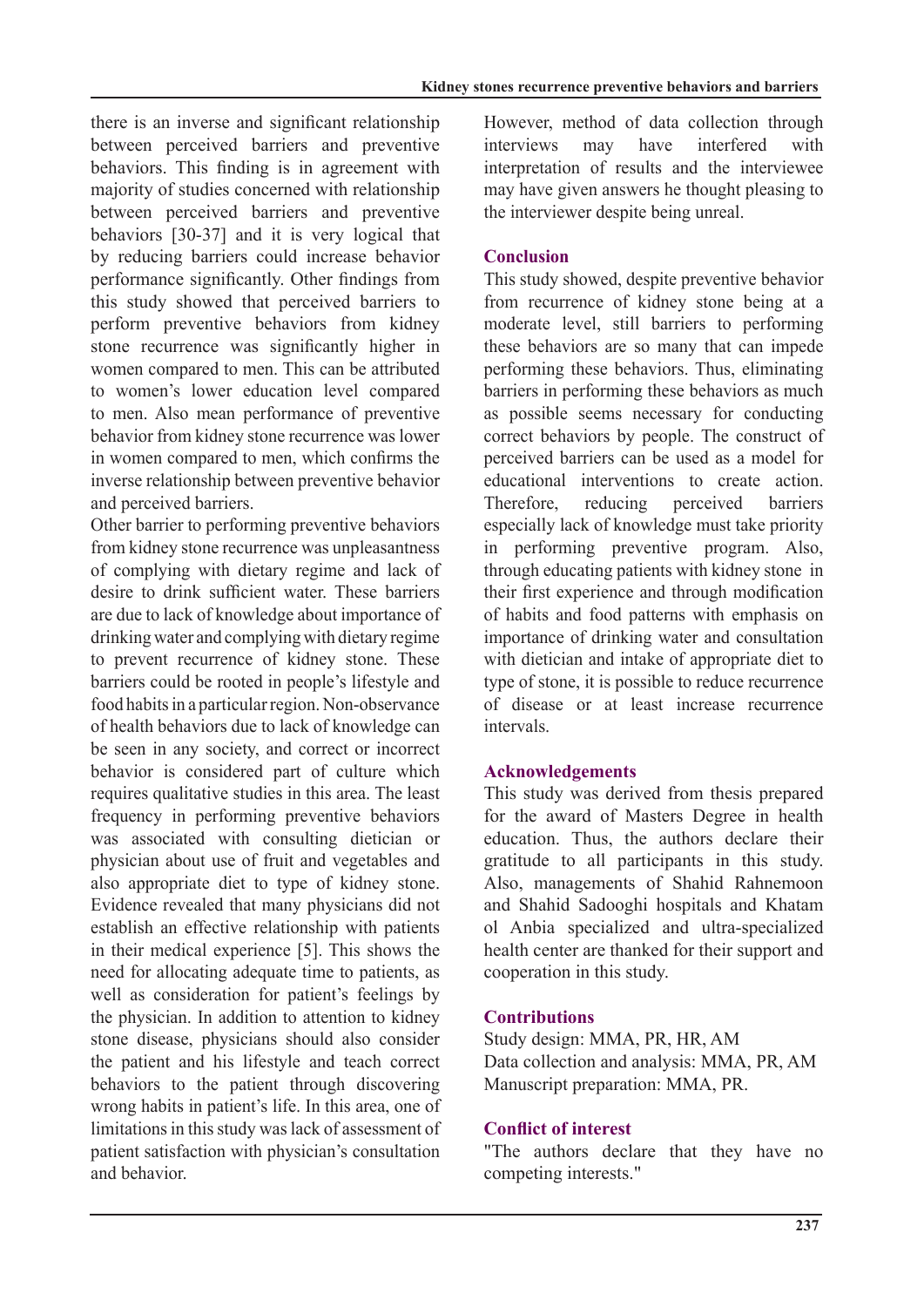there is an inverse and significant relationship between perceived barriers and preventive behaviors. This finding is in agreement with majority of studies concerned with relationship between perceived barriers and preventive behaviors [30-37] and it is very logical that by reducing barriers could increase behavior performance significantly. Other findings from this study showed that perceived barriers to perform preventive behaviors from kidney stone recurrence was significantly higher in women compared to men. This can be attributed to women's lower education level compared to men. Also mean performance of preventive behavior from kidney stone recurrence was lower in women compared to men, which confirms the inverse relationship between preventive behavior and perceived barriers.

Other barrier to performing preventive behaviors from kidney stone recurrence was unpleasantness of complying with dietary regime and lack of desire to drink sufficient water. These barriers are due to lack of knowledge about importance of drinking water and complying with dietary regime to prevent recurrence of kidney stone. These barriers could be rooted in people's lifestyle and food habits in a particular region. Non-observance of health behaviors due to lack of knowledge can be seen in any society, and correct or incorrect behavior is considered part of culture which requires qualitative studies in this area. The least frequency in performing preventive behaviors was associated with consulting dietician or physician about use of fruit and vegetables and also appropriate diet to type of kidney stone. Evidence revealed that many physicians did not establish an effective relationship with patients in their medical experience [5]. This shows the need for allocating adequate time to patients, as well as consideration for patient's feelings by the physician. In addition to attention to kidney stone disease, physicians should also consider the patient and his lifestyle and teach correct behaviors to the patient through discovering wrong habits in patient's life. In this area, one of limitations in this study was lack of assessment of patient satisfaction with physician's consultation and behavior.

However, method of data collection through interviews may have interfered with interpretation of results and the interviewee may have given answers he thought pleasing to the interviewer despite being unreal.

## Conclusion

This study showed, despite preventive behavior from recurrence of kidney stone being at a moderate level, still barriers to performing these behaviors are so many that can impede performing these behaviors. Thus, eliminating barriers in performing these behaviors as much as possible seems necessary for conducting correct behaviors by people. The construct of perceived barriers can be used as a model for educational interventions to create action. Therefore, reducing perceived barriers especially lack of knowledge must take priority in performing preventive program. Also, through educating patients with kidney stone in their first experience and through modification of habits and food patterns with emphasis on importance of drinking water and consultation with dietician and intake of appropriate diet to type of stone, it is possible to reduce recurrence of disease or at least increase recurrence intervals.

## Acknowledgements

This study was derived from thesis prepared for the award of Masters Degree in health education. Thus, the authors declare their gratitude to all participants in this study. Also, managements of Shahid Rahnemoon and Shahid Sadooghi hospitals and Khatam ol Anbia specialized and ultra-specialized health center are thanked for their support and cooperation in this study.

## Contributions

Study design: MMA, PR, HR, AM
Data collection and analysis: MMA, PR, AM
Manuscript preparation: MMA, PR.

## Conflict of interest

"The authors declare that they have no competing interests."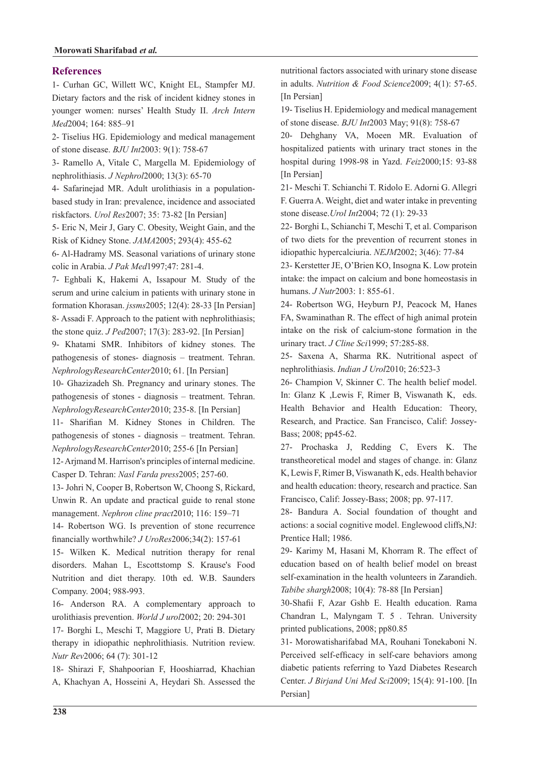## References

1- Curhan GC, Willett WC, Knight EL, Stampfer MJ. Dietary factors and the risk of incident kidney stones in younger women: nurses' Health Study II. *Arch Intern Med*2004; 164: 885–91

2- Tiselius HG. Epidemiology and medical management of stone disease. *BJU Int*2003: 9(1): 758-67

3- Ramello A, Vitale C, Margella M. Epidemiology of nephrolithiasis. *J Nephrol*2000; 13(3): 65-70

4- Safarinejad MR. Adult urolithiasis in a population-based study in Iran: prevalence, incidence and associated riskfactors. *Urol Res*2007; 35: 73-82 [In Persian]

5- Eric N, Meir J, Gary C. Obesity, Weight Gain, and the Risk of Kidney Stone. *JAMA*2005; 293(4): 455-62

6- Al-Hadramy MS. Seasonal variations of urinary stone colic in Arabia. *J Pak Med*1997;47: 281-4.

7- Eghbali K, Hakemi A, Issapour M. Study of the serum and urine calcium in patients with urinary stone in formation Khorasan. *jssms*2005; 12(4): 28-33 [In Persian]

8- Assadi F. Approach to the patient with nephrolithiasis; the stone quiz. *J Ped*2007; 17(3): 283-92. [In Persian]

9- Khatami SMR. Inhibitors of kidney stones. The pathogenesis of stones- diagnosis – treatment. Tehran. *NephrologyResearchCenter*2010; 61. [In Persian]

10- Ghazizadeh Sh. Pregnancy and urinary stones. The pathogenesis of stones - diagnosis – treatment. Tehran. *NephrologyResearchCenter*2010; 235-8. [In Persian]

11- Sharifian M. Kidney Stones in Children. The pathogenesis of stones - diagnosis – treatment. Tehran. *NephrologyResearchCenter*2010; 255-6 [In Persian]

12- Arjmand M. Harrison's principles of internal medicine. Casper D. Tehran: *Nasl Farda press*2005; 257-60.

13- Johri N, Cooper B, Robertson W, Choong S, Rickard, Unwin R. An update and practical guide to renal stone management. *Nephron cline pract*2010; 116: 159–71

14- Robertson WG. Is prevention of stone recurrence financially worthwhile? *J UroRes*2006;34(2): 157-61

15- Wilken K. Medical nutrition therapy for renal disorders. Mahan L, Escottstomp S. Krause's Food Nutrition and diet therapy. 10th ed. W.B. Saunders Company. 2004; 988-993.

16- Anderson RA. A complementary approach to urolithiasis prevention. *World J urol*2002; 20: 294-301

17- Borghi L, Meschi T, Maggiore U, Prati B. Dietary therapy in idiopathic nephrolithiasis. Nutrition review. *Nutr Rev*2006; 64 (7): 301-12

18- Shirazi F, Shahpoorian F, Hooshiarrad, Khachian A, Khachyan A, Hosseini A, Heydari Sh. Assessed the nutritional factors associated with urinary stone disease in adults. *Nutrition & Food Science*2009; 4(1): 57-65. [In Persian]

19- Tiselius H. Epidemiology and medical management of stone disease. *BJU Int*2003 May; 91(8): 758-67

20- Dehghany VA, Moeen MR. Evaluation of hospitalized patients with urinary tract stones in the hospital during 1998-98 in Yazd. *Feiz*2000;15: 93-88 [In Persian]

21- Meschi T. Schianchi T. Ridolo E. Adorni G. Allegri F. Guerra A. Weight, diet and water intake in preventing stone disease.*Urol Int*2004; 72 (1): 29-33

22- Borghi L, Schianchi T, Meschi T, et al. Comparison of two diets for the prevention of recurrent stones in idiopathic hypercalciuria. *NEJM*2002; 3(46): 77-84

23- Kerstetter JE, O'Brien KO, Insogna K. Low protein intake: the impact on calcium and bone homeostasis in humans. *J Nutr*2003: 1: 855-61.

24- Robertson WG, Heyburn PJ, Peacock M, Hanes FA, Swaminathan R. The effect of high animal protein intake on the risk of calcium-stone formation in the urinary tract. *J Cline Sci*1999; 57:285-88.

25- Saxena A, Sharma RK. Nutritional aspect of nephrolithiasis. *Indian J Urol*2010; 26:523-3

26- Champion V, Skinner C. The health belief model. In: Glanz K ,Lewis F, Rimer B, Viswanath K, eds. Health Behavior and Health Education: Theory, Research, and Practice. San Francisco, Calif: Jossey-Bass; 2008; pp45-62.

27- Prochaska J, Redding C, Evers K. The transtheoretical model and stages of change. in: Glanz K, Lewis F, Rimer B, Viswanath K, eds. Health behavior and health education: theory, research and practice. San Francisco, Calif: Jossey-Bass; 2008; pp. 97-117.

28- Bandura A. Social foundation of thought and actions: a social cognitive model. Englewood cliffs,NJ: Prentice Hall; 1986.

29- Karimy M, Hasani M, Khorram R. The effect of education based on of health belief model on breast self-examination in the health volunteers in Zarandieh. *Tabibe shargh*2008; 10(4): 78-88 [In Persian]

30-Shafii F, Azar Gshb E. Health education. Rama Chandran L, Malyngam T. 5 . Tehran. University printed publications, 2008; pp80.85

31- Morowatisharifabad MA, Rouhani Tonekaboni N. Perceived self-efficacy in self-care behaviors among diabetic patients referring to Yazd Diabetes Research Center. *J Birjand Uni Med Sci*2009; 15(4): 91-100. [In Persian]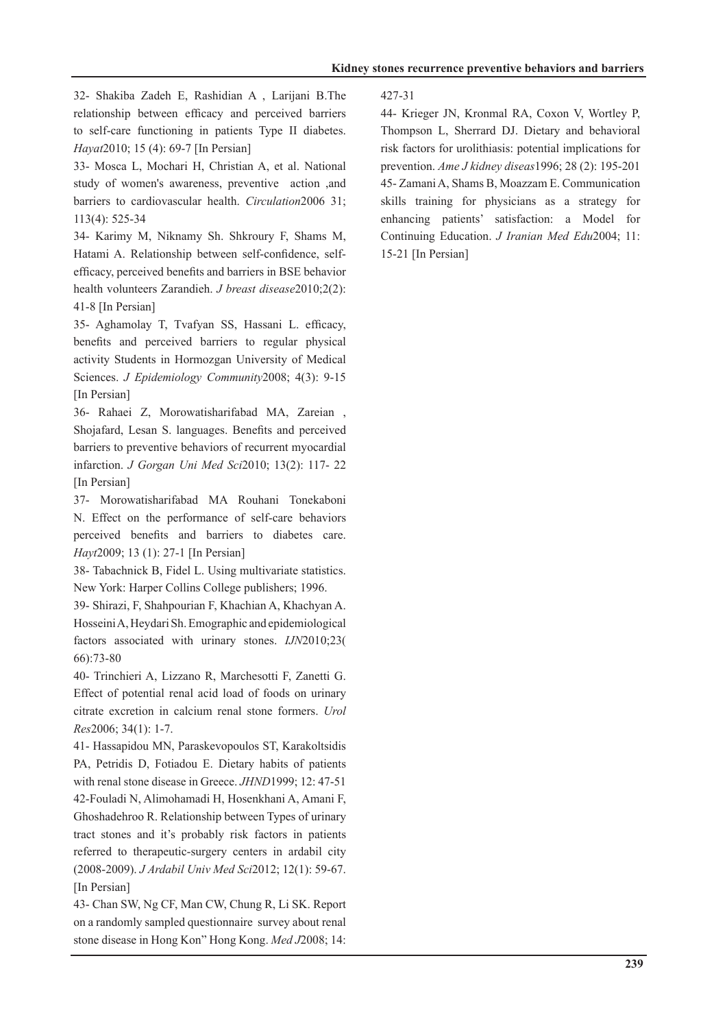32- Shakiba Zadeh E, Rashidian A , Larijani B.The relationship between efficacy and perceived barriers to self-care functioning in patients Type II diabetes. *Hayat*2010; 15 (4): 69-7 [In Persian]

33- Mosca L, Mochari H, Christian A, et al. National study of women's awareness, preventive action ,and barriers to cardiovascular health. *Circulation*2006 31; 113(4): 525-34

34- Karimy M, Niknamy Sh. Shkroury F, Shams M, Hatami A. Relationship between self-confidence, self-efficacy, perceived benefits and barriers in BSE behavior health volunteers Zarandieh. *J breast disease*2010;2(2): 41-8 [In Persian]

35- Aghamolay T, Tvafyan SS, Hassani L. efficacy, benefits and perceived barriers to regular physical activity Students in Hormozgan University of Medical Sciences. *J Epidemiology Community*2008; 4(3): 9-15 [In Persian]

36- Rahaei Z, Morowatisharifabad MA, Zareian , Shojafard, Lesan S. languages. Benefits and perceived barriers to preventive behaviors of recurrent myocardial infarction. *J Gorgan Uni Med Sci*2010; 13(2): 117- 22 [In Persian]

37- Morowatisharifabad MA Rouhani Tonekaboni N. Effect on the performance of self-care behaviors perceived benefits and barriers to diabetes care. *Hayt*2009; 13 (1): 27-1 [In Persian]

38- Tabachnick B, Fidel L. Using multivariate statistics. New York: Harper Collins College publishers; 1996.

39- Shirazi, F, Shahpourian F, Khachian A, Khachyan A. Hosseini A, Heydari Sh. Emographic and epidemiological factors associated with urinary stones. *IJN*2010;23( 66):73-80

40- Trinchieri A, Lizzano R, Marchesotti F, Zanetti G. Effect of potential renal acid load of foods on urinary citrate excretion in calcium renal stone formers. *Urol Res*2006; 34(1): 1-7.

41- Hassapidou MN, Paraskevopoulos ST, Karakoltsidis PA, Petridis D, Fotiadou E. Dietary habits of patients with renal stone disease in Greece. *JHND*1999; 12: 47-51

42-Fouladi N, Alimohamadi H, Hosenkhani A, Amani F, Ghoshadehroo R. Relationship between Types of urinary tract stones and it's probably risk factors in patients referred to therapeutic-surgery centers in ardabil city (2008-2009). *J Ardabil Univ Med Sci*2012; 12(1): 59-67. [In Persian]

43- Chan SW, Ng CF, Man CW, Chung R, Li SK. Report on a randomly sampled questionnaire survey about renal stone disease in Hong Kon" Hong Kong. *Med J*2008; 14: 427-31

44- Krieger JN, Kronmal RA, Coxon V, Wortley P, Thompson L, Sherrard DJ. Dietary and behavioral risk factors for urolithiasis: potential implications for prevention. *Ame J kidney diseas*1996; 28 (2): 195-201

45- Zamani A, Shams B, Moazzam E. Communication skills training for physicians as a strategy for enhancing patients' satisfaction: a Model for Continuing Education. *J Iranian Med Edu*2004; 11: 15-21 [In Persian]